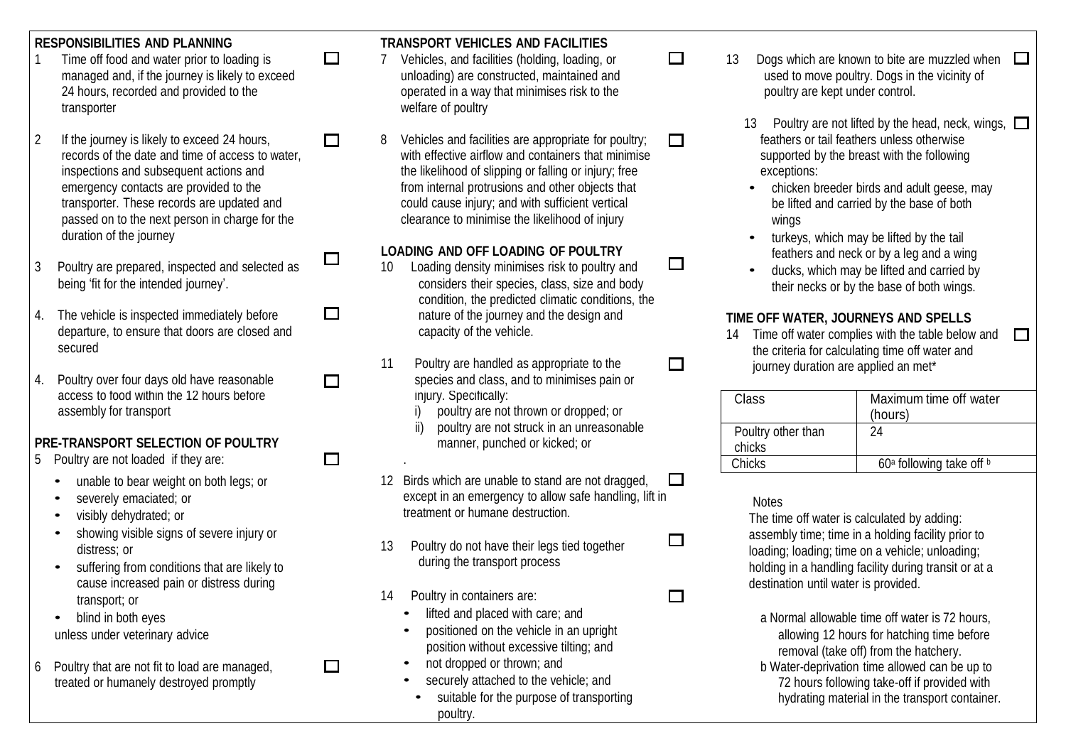## RESPONSIBILITIES AND PLANNING

1 Time off food and water prior to loading is managed and, if the journey is likely to exceed 24 hours, recorded and provided to the transporter ☐

2 If the journey is likely to exceed 24 hours, records of the date and time of access to water, inspections and subsequent actions and emergency contacts are provided to the transporter. These records are updated and passed on to the next person in charge for the duration of the journey ☐

3 Poultry are prepared, inspected and selected as being 'fit for the intended journey'. ☐

4. The vehicle is inspected immediately before departure, to ensure that doors are closed and secured ☐

4. Poultry over four days old have reasonable access to food within the 12 hours before assembly for transport ☐

## PRE-TRANSPORT SELECTION OF POULTRY

5 Poultry are not loaded if they are: ☐

- unable to bear weight on both legs; or
- severely emaciated; or
- visibly dehydrated; or
- showing visible signs of severe injury or distress; or
- suffering from conditions that are likely to cause increased pain or distress during transport; or
- blind in both eyes

unless under veterinary advice

6 Poultry that are not fit to load are managed, treated or humanely destroyed promptly ☐

## TRANSPORT VEHICLES AND FACILITIES

7 Vehicles, and facilities (holding, loading, or unloading) are constructed, maintained and operated in a way that minimises risk to the welfare of poultry ☐

8 Vehicles and facilities are appropriate for poultry; with effective airflow and containers that minimise the likelihood of slipping or falling or injury; free from internal protrusions and other objects that could cause injury; and with sufficient vertical clearance to minimise the likelihood of injury ☐

## LOADING AND OFF LOADING OF POULTRY

10 Loading density minimises risk to poultry and considers their species, class, size and body condition, the predicted climatic conditions, the nature of the journey and the design and capacity of the vehicle. ☐

11 Poultry are handled as appropriate to the species and class, and to minimises pain or injury. Specifically: ☐

i) poultry are not thrown or dropped; or
ii) poultry are not struck in an unreasonable manner, punched or kicked; or

.

12 Birds which are unable to stand are not dragged, except in an emergency to allow safe handling, lift in treatment or humane destruction. ☐

13 Poultry do not have their legs tied together during the transport process ☐

14 Poultry in containers are: ☐

- lifted and placed with care; and
- positioned on the vehicle in an upright position without excessive tilting; and
- not dropped or thrown; and
- securely attached to the vehicle; and
- suitable for the purpose of transporting poultry.

13 Dogs which are known to bite are muzzled when used to move poultry. Dogs in the vicinity of poultry are kept under control. ☐

13 Poultry are not lifted by the head, neck, wings, feathers or tail feathers unless otherwise supported by the breast with the following exceptions: ☐

- chicken breeder birds and adult geese, may be lifted and carried by the base of both wings
- turkeys, which may be lifted by the tail feathers and neck or by a leg and a wing
- ducks, which may be lifted and carried by their necks or by the base of both wings.

## TIME OFF WATER, JOURNEYS AND SPELLS

14 Time off water complies with the table below and the criteria for calculating time off water and journey duration are applied an met* ☐

| Class | Maximum time off water (hours) |
|---|---|
| Poultry other than chicks | 24 |
| Chicks | 60[a] following take off [b] |

Notes

The time off water is calculated by adding: assembly time; time in a holding facility prior to loading; loading; time on a vehicle; unloading; holding in a handling facility during transit or at a destination until water is provided.

a Normal allowable time off water is 72 hours, allowing 12 hours for hatching time before removal (take off) from the hatchery.

b Water-deprivation time allowed can be up to 72 hours following take-off if provided with hydrating material in the transport container.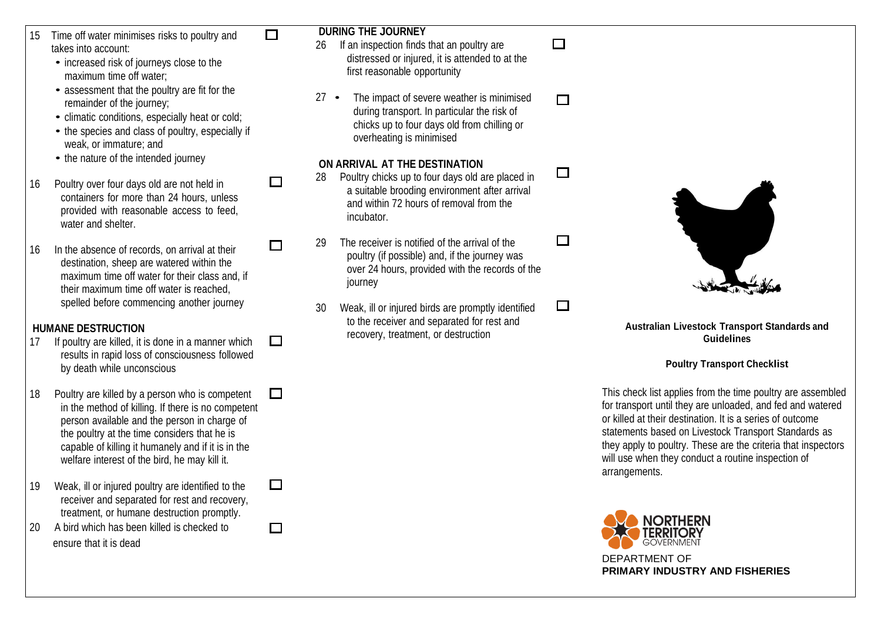15 Time off water minimises risks to poultry and takes into account: ☐

- increased risk of journeys close to the maximum time off water;
- assessment that the poultry are fit for the remainder of the journey;
- climatic conditions, especially heat or cold;
- the species and class of poultry, especially if weak, or immature; and
- the nature of the intended journey

16 Poultry over four days old are not held in containers for more than 24 hours, unless provided with reasonable access to feed, water and shelter. ☐

16 In the absence of records, on arrival at their destination, sheep are watered within the maximum time off water for their class and, if their maximum time off water is reached, spelled before commencing another journey ☐

**HUMANE DESTRUCTION**

17 If poultry are killed, it is done in a manner which results in rapid loss of consciousness followed by death while unconscious ☐

18 Poultry are killed by a person who is competent in the method of killing. If there is no competent person available and the person in charge of the poultry at the time considers that he is capable of killing it humanely and if it is in the welfare interest of the bird, he may kill it. ☐

19 Weak, ill or injured poultry are identified to the receiver and separated for rest and recovery, treatment, or humane destruction promptly. ☐

20 A bird which has been killed is checked to ensure that it is dead ☐

**DURING THE JOURNEY**

26 If an inspection finds that an poultry are distressed or injured, it is attended to at the first reasonable opportunity ☐

27 • The impact of severe weather is minimised during transport. In particular the risk of chicks up to four days old from chilling or overheating is minimised ☐

**ON ARRIVAL AT THE DESTINATION**

28 Poultry chicks up to four days old are placed in a suitable brooding environment after arrival and within 72 hours of removal from the incubator. ☐

29 The receiver is notified of the arrival of the poultry (if possible) and, if the journey was over 24 hours, provided with the records of the journey ☐

30 Weak, ill or injured birds are promptly identified to the receiver and separated for rest and recovery, treatment, or destruction ☐

**Australian Livestock Transport Standards and Guidelines**

**Poultry Transport Checklist**

This check list applies from the time poultry are assembled for transport until they are unloaded, and fed and watered or killed at their destination. It is a series of outcome statements based on Livestock Transport Standards as they apply to poultry. These are the criteria that inspectors will use when they conduct a routine inspection of arrangements.

NORTHERN TERRITORY GOVERNMENT

DEPARTMENT OF
**PRIMARY INDUSTRY AND FISHERIES**